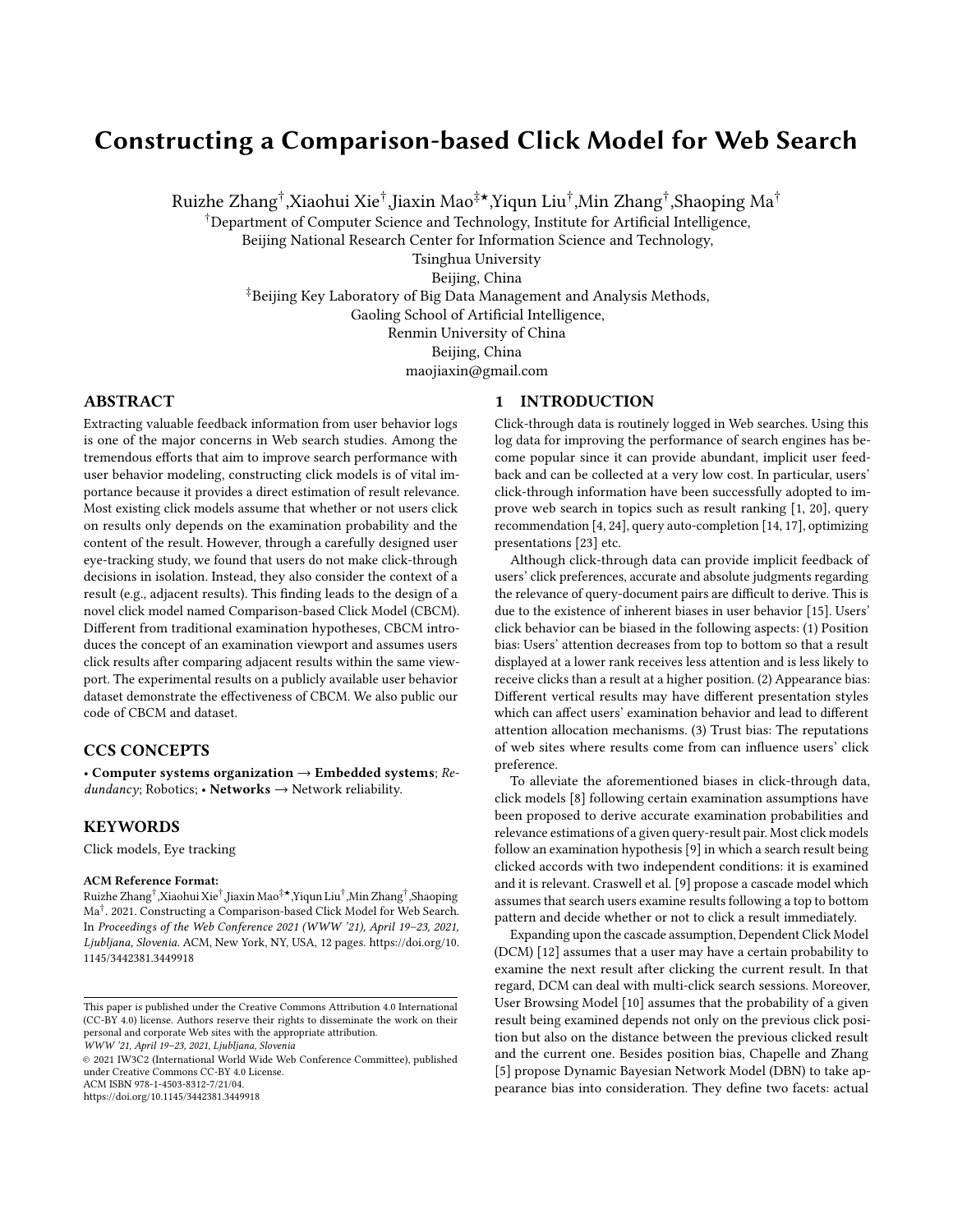# Constructing a Comparison-based Click Model for Web Search

Ruizhe Zhang[†],Xiaohui Xie[†],Jiaxin Mao[‡⋆],Yiqun Liu[†],Min Zhang[†],Shaoping Ma[†]

[†]Department of Computer Science and Technology, Institute for Artificial Intelligence,
Beijing National Research Center for Information Science and Technology,
Tsinghua University
Beijing, China

[‡]Beijing Key Laboratory of Big Data Management and Analysis Methods,
Gaoling School of Artificial Intelligence,
Renmin University of China
Beijing, China
maojiaxin@gmail.com

## ABSTRACT

Extracting valuable feedback information from user behavior logs is one of the major concerns in Web search studies. Among the tremendous efforts that aim to improve search performance with user behavior modeling, constructing click models is of vital importance because it provides a direct estimation of result relevance. Most existing click models assume that whether or not users click on results only depends on the examination probability and the content of the result. However, through a carefully designed user eye-tracking study, we found that users do not make click-through decisions in isolation. Instead, they also consider the context of a result (e.g., adjacent results). This finding leads to the design of a novel click model named Comparison-based Click Model (CBCM). Different from traditional examination hypotheses, CBCM introduces the concept of an examination viewport and assumes users click results after comparing adjacent results within the same viewport. The experimental results on a publicly available user behavior dataset demonstrate the effectiveness of CBCM. We also public our code of CBCM and dataset.

## CCS CONCEPTS

• **Computer systems organization** → **Embedded systems**; *Redundancy*; Robotics; • **Networks** → Network reliability.

## KEYWORDS

Click models, Eye tracking

**ACM Reference Format:**
Ruizhe Zhang[†],Xiaohui Xie[†],Jiaxin Mao[‡⋆],Yiqun Liu[†],Min Zhang[†],Shaoping Ma[†]. 2021. Constructing a Comparison-based Click Model for Web Search. In *Proceedings of the Web Conference 2021 (WWW '21), April 19–23, 2021, Ljubljana, Slovenia.* ACM, New York, NY, USA, 12 pages. https://doi.org/10.1145/3442381.3449918

This paper is published under the Creative Commons Attribution 4.0 International (CC-BY 4.0) license. Authors reserve their rights to disseminate the work on their personal and corporate Web sites with the appropriate attribution.
*WWW '21, April 19–23, 2021, Ljubljana, Slovenia*
© 2021 IW3C2 (International World Wide Web Conference Committee), published under Creative Commons CC-BY 4.0 License.
ACM ISBN 978-1-4503-8312-7/21/04.
https://doi.org/10.1145/3442381.3449918

## 1 INTRODUCTION

Click-through data is routinely logged in Web searches. Using this log data for improving the performance of search engines has become popular since it can provide abundant, implicit user feedback and can be collected at a very low cost. In particular, users' click-through information have been successfully adopted to improve web search in topics such as result ranking [1, 20], query recommendation [4, 24], query auto-completion [14, 17], optimizing presentations [23] etc.

Although click-through data can provide implicit feedback of users' click preferences, accurate and absolute judgments regarding the relevance of query-document pairs are difficult to derive. This is due to the existence of inherent biases in user behavior [15]. Users' click behavior can be biased in the following aspects: (1) Position bias: Users' attention decreases from top to bottom so that a result displayed at a lower rank receives less attention and is less likely to receive clicks than a result at a higher position. (2) Appearance bias: Different vertical results may have different presentation styles which can affect users' examination behavior and lead to different attention allocation mechanisms. (3) Trust bias: The reputations of web sites where results come from can influence users' click preference.

To alleviate the aforementioned biases in click-through data, click models [8] following certain examination assumptions have been proposed to derive accurate examination probabilities and relevance estimations of a given query-result pair. Most click models follow an examination hypothesis [9] in which a search result being clicked accords with two independent conditions: it is examined and it is relevant. Craswell et al. [9] propose a cascade model which assumes that search users examine results following a top to bottom pattern and decide whether or not to click a result immediately.

Expanding upon the cascade assumption, Dependent Click Model (DCM) [12] assumes that a user may have a certain probability to examine the next result after clicking the current result. In that regard, DCM can deal with multi-click search sessions. Moreover, User Browsing Model [10] assumes that the probability of a given result being examined depends not only on the previous click position but also on the distance between the previous clicked result and the current one. Besides position bias, Chapelle and Zhang [5] propose Dynamic Bayesian Network Model (DBN) to take appearance bias into consideration. They define two facets: actual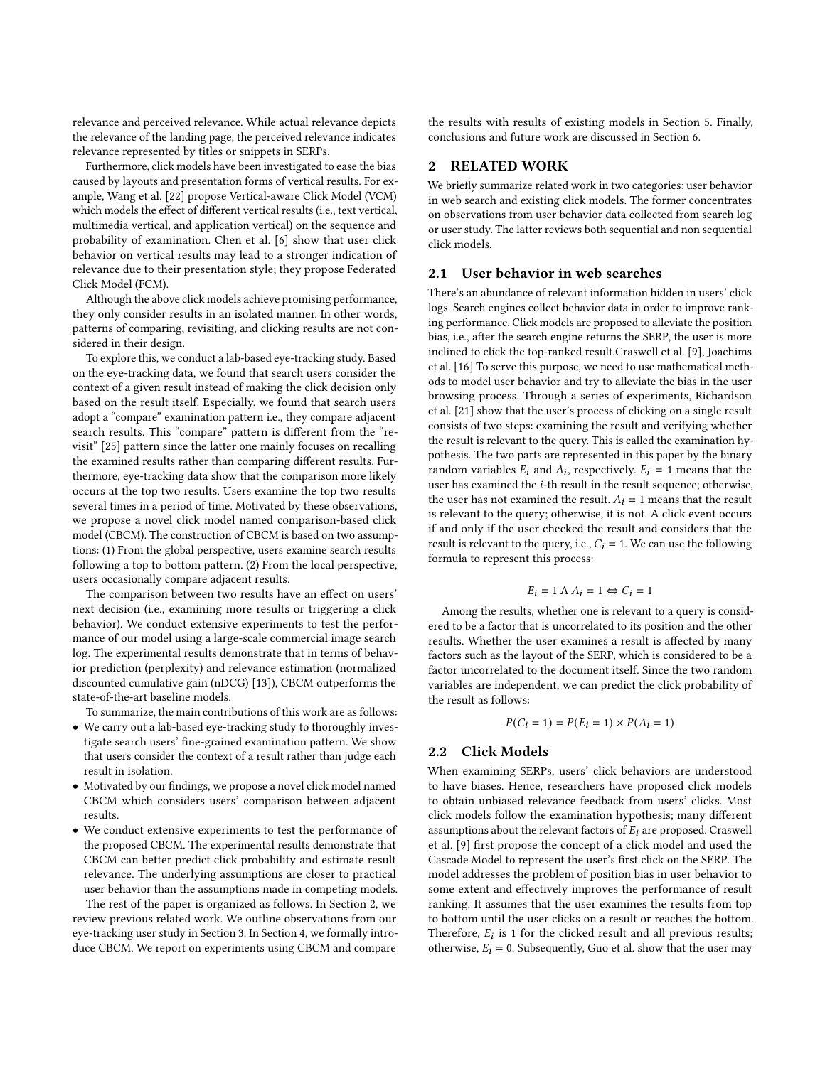relevance and perceived relevance. While actual relevance depicts the relevance of the landing page, the perceived relevance indicates relevance represented by titles or snippets in SERPs.

Furthermore, click models have been investigated to ease the bias caused by layouts and presentation forms of vertical results. For example, Wang et al. [22] propose Vertical-aware Click Model (VCM) which models the effect of different vertical results (i.e., text vertical, multimedia vertical, and application vertical) on the sequence and probability of examination. Chen et al. [6] show that user click behavior on vertical results may lead to a stronger indication of relevance due to their presentation style; they propose Federated Click Model (FCM).

Although the above click models achieve promising performance, they only consider results in an isolated manner. In other words, patterns of comparing, revisiting, and clicking results are not considered in their design.

To explore this, we conduct a lab-based eye-tracking study. Based on the eye-tracking data, we found that search users consider the context of a given result instead of making the click decision only based on the result itself. Especially, we found that search users adopt a "compare" examination pattern i.e., they compare adjacent search results. This "compare" pattern is different from the "revisit" [25] pattern since the latter one mainly focuses on recalling the examined results rather than comparing different results. Furthermore, eye-tracking data show that the comparison more likely occurs at the top two results. Users examine the top two results several times in a period of time. Motivated by these observations, we propose a novel click model named comparison-based click model (CBCM). The construction of CBCM is based on two assumptions: (1) From the global perspective, users examine search results following a top to bottom pattern. (2) From the local perspective, users occasionally compare adjacent results.

The comparison between two results have an effect on users' next decision (i.e., examining more results or triggering a click behavior). We conduct extensive experiments to test the performance of our model using a large-scale commercial image search log. The experimental results demonstrate that in terms of behavior prediction (perplexity) and relevance estimation (normalized discounted cumulative gain (nDCG) [13]), CBCM outperforms the state-of-the-art baseline models.

To summarize, the main contributions of this work are as follows:

- We carry out a lab-based eye-tracking study to thoroughly investigate search users' fine-grained examination pattern. We show that users consider the context of a result rather than judge each result in isolation.
- Motivated by our findings, we propose a novel click model named CBCM which considers users' comparison between adjacent results.
- We conduct extensive experiments to test the performance of the proposed CBCM. The experimental results demonstrate that CBCM can better predict click probability and estimate result relevance. The underlying assumptions are closer to practical user behavior than the assumptions made in competing models.

The rest of the paper is organized as follows. In Section 2, we review previous related work. We outline observations from our eye-tracking user study in Section 3. In Section 4, we formally introduce CBCM. We report on experiments using CBCM and compare the results with results of existing models in Section 5. Finally, conclusions and future work are discussed in Section 6.

## 2 RELATED WORK

We briefly summarize related work in two categories: user behavior in web search and existing click models. The former concentrates on observations from user behavior data collected from search log or user study. The latter reviews both sequential and non sequential click models.

### 2.1 User behavior in web searches

There's an abundance of relevant information hidden in users' click logs. Search engines collect behavior data in order to improve ranking performance. Click models are proposed to alleviate the position bias, i.e., after the search engine returns the SERP, the user is more inclined to click the top-ranked result.Craswell et al. [9], Joachims et al. [16] To serve this purpose, we need to use mathematical methods to model user behavior and try to alleviate the bias in the user browsing process. Through a series of experiments, Richardson et al. [21] show that the user's process of clicking on a single result consists of two steps: examining the result and verifying whether the result is relevant to the query. This is called the examination hypothesis. The two parts are represented in this paper by the binary random variables $E_i$ and $A_i$, respectively. $E_i = 1$ means that the user has examined the $i$-th result in the result sequence; otherwise, the user has not examined the result. $A_i = 1$ means that the result is relevant to the query; otherwise, it is not. A click event occurs if and only if the user checked the result and considers that the result is relevant to the query, i.e., $C_i = 1$. We can use the following formula to represent this process:

$$E_i = 1 \land A_i = 1 \Leftrightarrow C_i = 1$$

Among the results, whether one is relevant to a query is considered to be a factor that is uncorrelated to its position and the other results. Whether the user examines a result is affected by many factors such as the layout of the SERP, which is considered to be a factor uncorrelated to the document itself. Since the two random variables are independent, we can predict the click probability of the result as follows:

$$P(C_i = 1) = P(E_i = 1) \times P(A_i = 1)$$

### 2.2 Click Models

When examining SERPs, users' click behaviors are understood to have biases. Hence, researchers have proposed click models to obtain unbiased relevance feedback from users' clicks. Most click models follow the examination hypothesis; many different assumptions about the relevant factors of $E_i$ are proposed. Craswell et al. [9] first propose the concept of a click model and used the Cascade Model to represent the user's first click on the SERP. The model addresses the problem of position bias in user behavior to some extent and effectively improves the performance of result ranking. It assumes that the user examines the results from top to bottom until the user clicks on a result or reaches the bottom. Therefore, $E_i$ is 1 for the clicked result and all previous results; otherwise, $E_i = 0$. Subsequently, Guo et al. show that the user may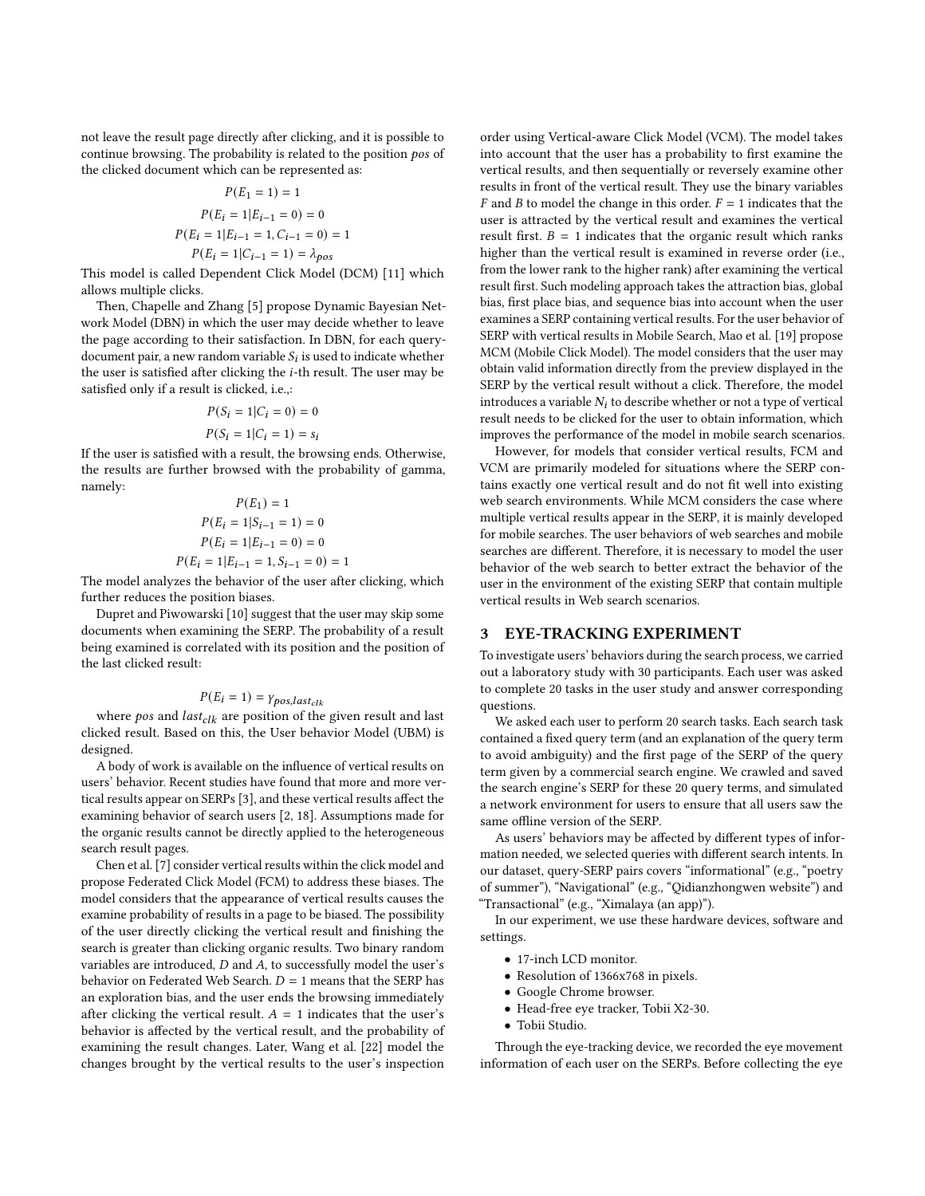not leave the result page directly after clicking, and it is possible to continue browsing. The probability is related to the position $pos$ of the clicked document which can be represented as:

$$P(E_1 = 1) = 1$$

$$P(E_i = 1|E_{i-1} = 0) = 0$$

$$P(E_i = 1|E_{i-1} = 1, C_{i-1} = 0) = 1$$

$$P(E_i = 1|C_{i-1} = 1) = \lambda_{pos}$$

This model is called Dependent Click Model (DCM) [11] which allows multiple clicks.

Then, Chapelle and Zhang [5] propose Dynamic Bayesian Network Model (DBN) in which the user may decide whether to leave the page according to their satisfaction. In DBN, for each query-document pair, a new random variable $S_i$ is used to indicate whether the user is satisfied after clicking the $i$-th result. The user may be satisfied only if a result is clicked, i.e.,:

$$P(S_i = 1|C_i = 0) = 0$$

$$P(S_i = 1|C_i = 1) = s_i$$

If the user is satisfied with a result, the browsing ends. Otherwise, the results are further browsed with the probability of gamma, namely:

$$P(E_1) = 1$$

$$P(E_i = 1|S_{i-1} = 1) = 0$$

$$P(E_i = 1|E_{i-1} = 0) = 0$$

$$P(E_i = 1|E_{i-1} = 1, S_{i-1} = 0) = 1$$

The model analyzes the behavior of the user after clicking, which further reduces the position biases.

Dupret and Piwowarski [10] suggest that the user may skip some documents when examining the SERP. The probability of a result being examined is correlated with its position and the position of the last clicked result:

$$P(E_i = 1) = \gamma_{pos,last_{clk}}$$

where $pos$ and $last_{clk}$ are position of the given result and last clicked result. Based on this, the User behavior Model (UBM) is designed.

A body of work is available on the influence of vertical results on users' behavior. Recent studies have found that more and more vertical results appear on SERPs [3], and these vertical results affect the examining behavior of search users [2, 18]. Assumptions made for the organic results cannot be directly applied to the heterogeneous search result pages.

Chen et al. [7] consider vertical results within the click model and propose Federated Click Model (FCM) to address these biases. The model considers that the appearance of vertical results causes the examine probability of results in a page to be biased. The possibility of the user directly clicking the vertical result and finishing the search is greater than clicking organic results. Two binary random variables are introduced, $D$ and $A$, to successfully model the user's behavior on Federated Web Search. $D = 1$ means that the SERP has an exploration bias, and the user ends the browsing immediately after clicking the vertical result. $A = 1$ indicates that the user's behavior is affected by the vertical result, and the probability of examining the result changes. Later, Wang et al. [22] model the changes brought by the vertical results to the user's inspection order using Vertical-aware Click Model (VCM). The model takes into account that the user has a probability to first examine the vertical results, and then sequentially or reversely examine other results in front of the vertical result. They use the binary variables $F$ and $B$ to model the change in this order. $F = 1$ indicates that the user is attracted by the vertical result and examines the vertical result first. $B = 1$ indicates that the organic result which ranks higher than the vertical result is examined in reverse order (i.e., from the lower rank to the higher rank) after examining the vertical result first. Such modeling approach takes the attraction bias, global bias, first place bias, and sequence bias into account when the user examines a SERP containing vertical results. For the user behavior of SERP with vertical results in Mobile Search, Mao et al. [19] propose MCM (Mobile Click Model). The model considers that the user may obtain valid information directly from the preview displayed in the SERP by the vertical result without a click. Therefore, the model introduces a variable $N_i$ to describe whether or not a type of vertical result needs to be clicked for the user to obtain information, which improves the performance of the model in mobile search scenarios.

However, for models that consider vertical results, FCM and VCM are primarily modeled for situations where the SERP contains exactly one vertical result and do not fit well into existing web search environments. While MCM considers the case where multiple vertical results appear in the SERP, it is mainly developed for mobile searches. The user behaviors of web searches and mobile searches are different. Therefore, it is necessary to model the user behavior of the web search to better extract the behavior of the user in the environment of the existing SERP that contain multiple vertical results in Web search scenarios.

## 3 EYE-TRACKING EXPERIMENT

To investigate users' behaviors during the search process, we carried out a laboratory study with 30 participants. Each user was asked to complete 20 tasks in the user study and answer corresponding questions.

We asked each user to perform 20 search tasks. Each search task contained a fixed query term (and an explanation of the query term to avoid ambiguity) and the first page of the SERP of the query term given by a commercial search engine. We crawled and saved the search engine's SERP for these 20 query terms, and simulated a network environment for users to ensure that all users saw the same offline version of the SERP.

As users' behaviors may be affected by different types of information needed, we selected queries with different search intents. In our dataset, query-SERP pairs covers "informational" (e.g., "poetry of summer"), "Navigational" (e.g., "Qidianzhongwen website") and "Transactional" (e.g., "Ximalaya (an app)").

In our experiment, we use these hardware devices, software and settings.

- 17-inch LCD monitor.
- Resolution of 1366x768 in pixels.
- Google Chrome browser.
- Head-free eye tracker, Tobii X2-30.
- Tobii Studio.

Through the eye-tracking device, we recorded the eye movement information of each user on the SERPs. Before collecting the eye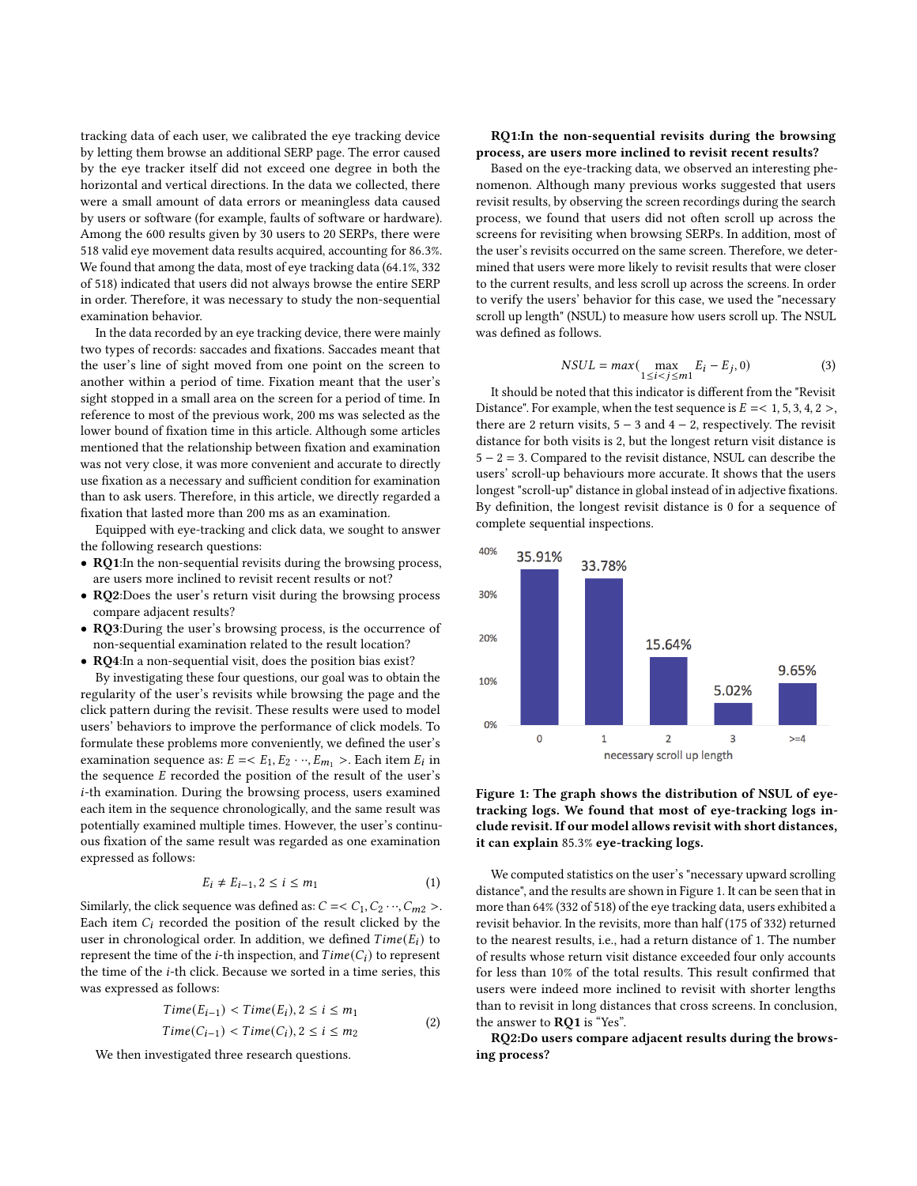tracking data of each user, we calibrated the eye tracking device by letting them browse an additional SERP page. The error caused by the eye tracker itself did not exceed one degree in both the horizontal and vertical directions. In the data we collected, there were a small amount of data errors or meaningless data caused by users or software (for example, faults of software or hardware). Among the 600 results given by 30 users to 20 SERPs, there were 518 valid eye movement data results acquired, accounting for 86.3%. We found that among the data, most of eye tracking data (64.1%, 332 of 518) indicated that users did not always browse the entire SERP in order. Therefore, it was necessary to study the non-sequential examination behavior.

In the data recorded by an eye tracking device, there were mainly two types of records: saccades and fixations. Saccades meant that the user's line of sight moved from one point on the screen to another within a period of time. Fixation meant that the user's sight stopped in a small area on the screen for a period of time. In reference to most of the previous work, 200 ms was selected as the lower bound of fixation time in this article. Although some articles mentioned that the relationship between fixation and examination was not very close, it was more convenient and accurate to directly use fixation as a necessary and sufficient condition for examination than to ask users. Therefore, in this article, we directly regarded a fixation that lasted more than 200 ms as an examination.

Equipped with eye-tracking and click data, we sought to answer the following research questions:

- **RQ1**:In the non-sequential revisits during the browsing process, are users more inclined to revisit recent results or not?
- **RQ2**:Does the user's return visit during the browsing process compare adjacent results?
- **RQ3**:During the user's browsing process, is the occurrence of non-sequential examination related to the result location?
- **RQ4**:In a non-sequential visit, does the position bias exist?

By investigating these four questions, our goal was to obtain the regularity of the user's revisits while browsing the page and the click pattern during the revisit. These results were used to model users' behaviors to improve the performance of click models. To formulate these problems more conveniently, we defined the user's examination sequence as: $E =< E_1, E_2 \cdots, E_{m_1} >$. Each item $E_i$ in the sequence $E$ recorded the position of the result of the user's $i$-th examination. During the browsing process, users examined each item in the sequence chronologically, and the same result was potentially examined multiple times. However, the user's continuous fixation of the same result was regarded as one examination expressed as follows:

$$E_i \neq E_{i-1}, 2 \leq i \leq m_1 \tag{1}$$

Similarly, the click sequence was defined as: $C =< C_1, C_2 \cdots, C_{m2} >$. Each item $C_i$ recorded the position of the result clicked by the user in chronological order. In addition, we defined $Time(E_i)$ to represent the time of the $i$-th inspection, and $Time(C_i)$ to represent the time of the $i$-th click. Because we sorted in a time series, this was expressed as follows:

$$\begin{aligned} Time(E_{i-1}) < Time(E_i), 2 \leq i \leq m_1 \\ Time(C_{i-1}) < Time(C_i), 2 \leq i \leq m_2 \end{aligned} \tag{2}$$

We then investigated three research questions.

**RQ1:In the non-sequential revisits during the browsing process, are users more inclined to revisit recent results?**

Based on the eye-tracking data, we observed an interesting phenomenon. Although many previous works suggested that users revisit results, by observing the screen recordings during the search process, we found that users did not often scroll up across the screens for revisiting when browsing SERPs. In addition, most of the user's revisits occurred on the same screen. Therefore, we determined that users were more likely to revisit results that were closer to the current results, and less scroll up across the screens. In order to verify the users' behavior for this case, we used the "necessary scroll up length" (NSUL) to measure how users scroll up. The NSUL was defined as follows.

$$NSUL = max(\max_{1 \leq i < j \leq m1} E_i - E_j, 0) \tag{3}$$

It should be noted that this indicator is different from the "Revisit Distance". For example, when the test sequence is $E =< 1, 5, 3, 4, 2 >$, there are 2 return visits, $5-3$ and $4-2$, respectively. The revisit distance for both visits is 2, but the longest return visit distance is $5-2=3$. Compared to the revisit distance, NSUL can describe the users' scroll-up behaviours more accurate. It shows that the users longest "scroll-up" distance in global instead of in adjective fixations. By definition, the longest revisit distance is 0 for a sequence of complete sequential inspections.

**Figure 1: The graph shows the distribution of NSUL of eye-tracking logs. We found that most of eye-tracking logs include revisit. If our model allows revisit with short distances, it can explain** 85.3% **eye-tracking logs.**

We computed statistics on the user's "necessary upward scrolling distance", and the results are shown in Figure 1. It can be seen that in more than 64% (332 of 518) of the eye tracking data, users exhibited a revisit behavior. In the revisits, more than half (175 of 332) returned to the nearest results, i.e., had a return distance of 1. The number of results whose return visit distance exceeded four only accounts for less than 10% of the total results. This result confirmed that users were indeed more inclined to revisit with shorter lengths than to revisit in long distances that cross screens. In conclusion, the answer to **RQ1** is "Yes".

**RQ2:Do users compare adjacent results during the browsing process?**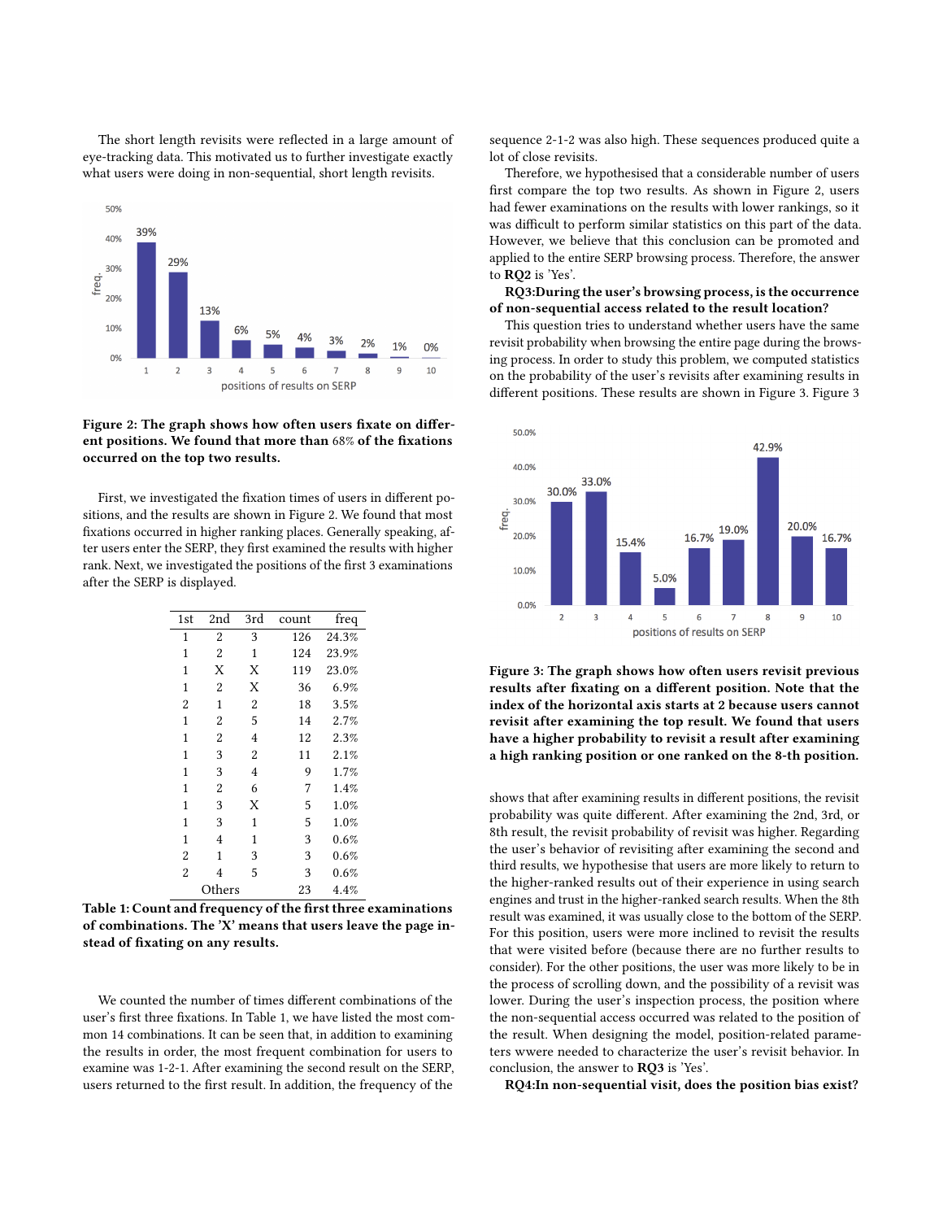The short length revisits were reflected in a large amount of eye-tracking data. This motivated us to further investigate exactly what users were doing in non-sequential, short length revisits.

**Figure 2: The graph shows how often users fixate on different positions. We found that more than 68% of the fixations occurred on the top two results.**

First, we investigated the fixation times of users in different positions, and the results are shown in Figure 2. We found that most fixations occurred in higher ranking places. Generally speaking, after users enter the SERP, they first examined the results with higher rank. Next, we investigated the positions of the first 3 examinations after the SERP is displayed.

| 1st | 2nd | 3rd | count | freq |
|---|---|---|---|---|
| 1 | 2 | 3 | 126 | 24.3% |
| 1 | 2 | 1 | 124 | 23.9% |
| 1 | X | X | 119 | 23.0% |
| 1 | 2 | X | 36 | 6.9% |
| 2 | 1 | 2 | 18 | 3.5% |
| 1 | 2 | 5 | 14 | 2.7% |
| 1 | 2 | 4 | 12 | 2.3% |
| 1 | 3 | 2 | 11 | 2.1% |
| 1 | 3 | 4 | 9 | 1.7% |
| 1 | 2 | 6 | 7 | 1.4% |
| 1 | 3 | X | 5 | 1.0% |
| 1 | 3 | 1 | 5 | 1.0% |
| 1 | 4 | 1 | 3 | 0.6% |
| 2 | 1 | 3 | 3 | 0.6% |
| 2 | 4 | 5 | 3 | 0.6% |
| | Others | | 23 | 4.4% |

**Table 1: Count and frequency of the first three examinations of combinations. The 'X' means that users leave the page instead of fixating on any results.**

We counted the number of times different combinations of the user's first three fixations. In Table 1, we have listed the most common 14 combinations. It can be seen that, in addition to examining the results in order, the most frequent combination for users to examine was 1-2-1. After examining the second result on the SERP, users returned to the first result. In addition, the frequency of the sequence 2-1-2 was also high. These sequences produced quite a lot of close revisits.

Therefore, we hypothesised that a considerable number of users first compare the top two results. As shown in Figure 2, users had fewer examinations on the results with lower rankings, so it was difficult to perform similar statistics on this part of the data. However, we believe that this conclusion can be promoted and applied to the entire SERP browsing process. Therefore, the answer to **RQ2** is 'Yes'.

**RQ3:During the user's browsing process, is the occurrence of non-sequential access related to the result location?**

This question tries to understand whether users have the same revisit probability when browsing the entire page during the browsing process. In order to study this problem, we computed statistics on the probability of the user's revisits after examining results in different positions. These results are shown in Figure 3. Figure 3 shows that after examining results in different positions, the revisit probability was quite different. After examining the 2nd, 3rd, or 8th result, the revisit probability of revisit was higher. Regarding the user's behavior of revisiting after examining the second and third results, we hypothesise that users are more likely to return to the higher-ranked results out of their experience in using search engines and trust in the higher-ranked search results. When the 8th result was examined, it was usually close to the bottom of the SERP. For this position, users were more inclined to revisit the results that were visited before (because there are no further results to consider). For the other positions, the user was more likely to be in the process of scrolling down, and the possibility of a revisit was lower. During the user's inspection process, the position where the non-sequential access occurred was related to the position of the result. When designing the model, position-related parameters wwere needed to characterize the user's revisit behavior. In conclusion, the answer to **RQ3** is 'Yes'.

**Figure 3: The graph shows how often users revisit previous results after fixating on a different position. Note that the index of the horizontal axis starts at 2 because users cannot revisit after examining the top result. We found that users have a higher probability to revisit a result after examining a high ranking position or one ranked on the 8-th position.**

**RQ4:In non-sequential visit, does the position bias exist?**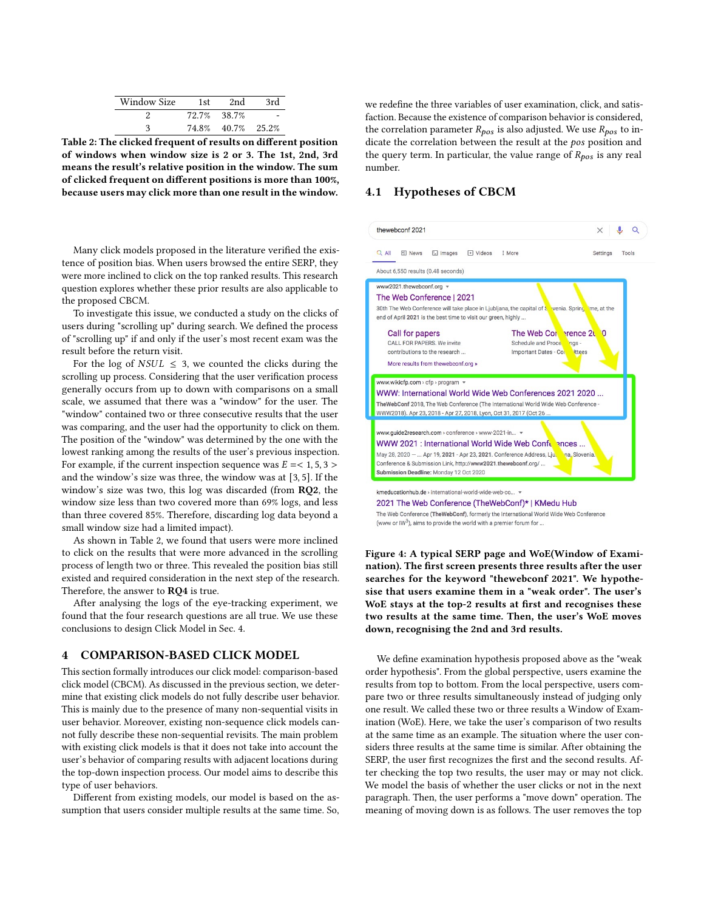| Window Size | 1st | 2nd | 3rd |
|---|---|---|---|
| 2 | 72.7% | 38.7% | - |
| 3 | 74.8% | 40.7% | 25.2% |

**Table 2: The clicked frequent of results on different position of windows when window size is 2 or 3. The 1st, 2nd, 3rd means the result's relative position in the window. The sum of clicked frequent on different positions is more than 100%, because users may click more than one result in the window.**

Many click models proposed in the literature verified the existence of position bias. When users browsed the entire SERP, they were more inclined to click on the top ranked results. This research question explores whether these prior results are also applicable to the proposed CBCM.

To investigate this issue, we conducted a study on the clicks of users during "scrolling up" during search. We defined the process of "scrolling up" if and only if the user's most recent exam was the result before the return visit.

For the log of $NSUL \leq 3$, we counted the clicks during the scrolling up process. Considering that the user verification process generally occurs from up to down with comparisons on a small scale, we assumed that there was a "window" for the user. The "window" contained two or three consecutive results that the user was comparing, and the user had the opportunity to click on them. The position of the "window" was determined by the one with the lowest ranking among the results of the user's previous inspection. For example, if the current inspection sequence was $E = < 1, 5, 3 >$ and the window's size was three, the window was at $[3, 5]$. If the window's size was two, this log was discarded (from **RQ2**, the window size less than two covered more than 69% logs, and less than three covered 85%. Therefore, discarding log data beyond a small window size had a limited impact).

As shown in Table 2, we found that users were more inclined to click on the results that were more advanced in the scrolling process of length two or three. This revealed the position bias still existed and required consideration in the next step of the research. Therefore, the answer to **RQ4** is true.

After analysing the logs of the eye-tracking experiment, we found that the four research questions are all true. We use these conclusions to design Click Model in Sec. 4.

# 4 COMPARISON-BASED CLICK MODEL

This section formally introduces our click model: comparison-based click model (CBCM). As discussed in the previous section, we determine that existing click models do not fully describe user behavior. This is mainly due to the presence of many non-sequential visits in user behavior. Moreover, existing non-sequence click models cannot fully describe these non-sequential revisits. The main problem with existing click models is that it does not take into account the user's behavior of comparing results with adjacent locations during the top-down inspection process. Our model aims to describe this type of user behaviors.

Different from existing models, our model is based on the assumption that users consider multiple results at the same time. So, we redefine the three variables of user examination, click, and satisfaction. Because the existence of comparison behavior is considered, the correlation parameter $R_{pos}$ is also adjusted. We use $R_{pos}$ to indicate the correlation between the result at the $pos$ position and the query term. In particular, the value range of $R_{pos}$ is any real number.

## 4.1 Hypotheses of CBCM

**Figure 4: A typical SERP page and WoE(Window of Examination). The first screen presents three results after the user searches for the keyword "thewebconf 2021". We hypothesise that users examine them in a "weak order". The user's WoE stays at the top-2 results at first and recognises these two results at the same time. Then, the user's WoE moves down, recognising the 2nd and 3rd results.**

We define examination hypothesis proposed above as the "weak order hypothesis". From the global perspective, users examine the results from top to bottom. From the local perspective, users compare two or three results simultaneously instead of judging only one result. We called these two or three results a Window of Examination (WoE). Here, we take the user's comparison of two results at the same time as an example. The situation where the user considers three results at the same time is similar. After obtaining the SERP, the user first recognizes the first and the second results. After checking the top two results, the user may or may not click. We model the basis of whether the user clicks or not in the next paragraph. Then, the user performs a "move down" operation. The meaning of moving down is as follows. The user removes the top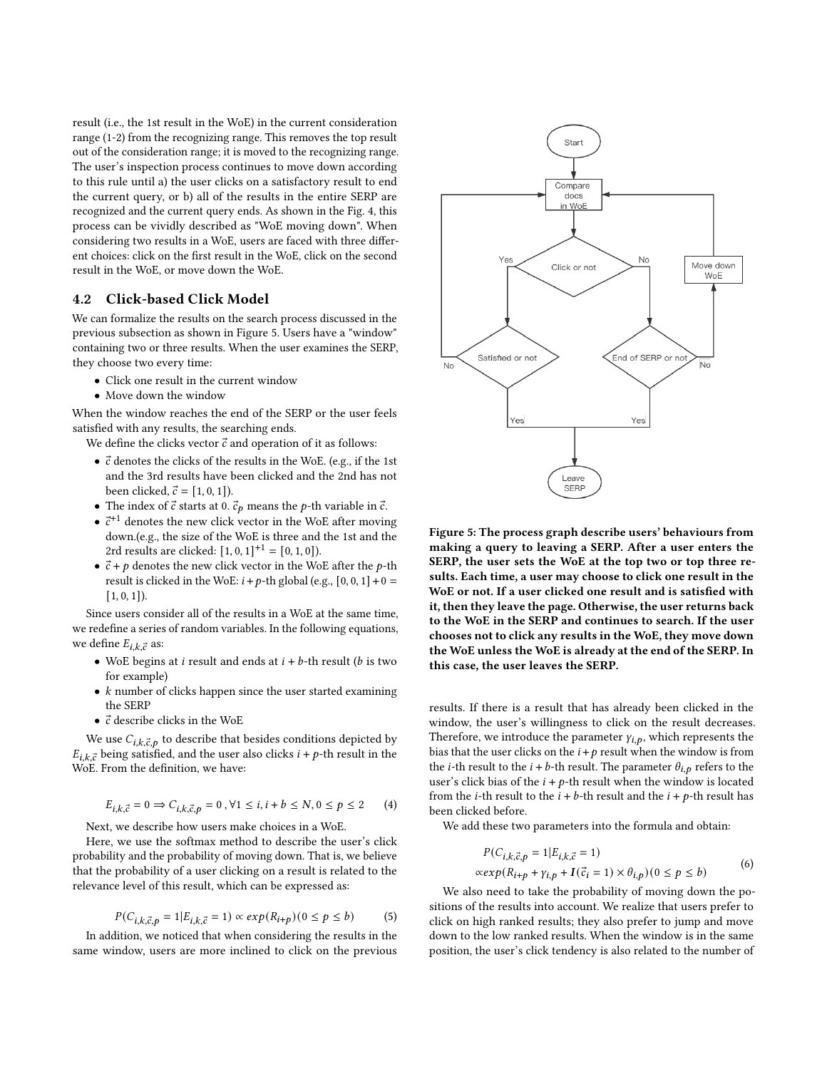result (i.e., the 1st result in the WoE) in the current consideration range (1-2) from the recognizing range. This removes the top result out of the consideration range; it is moved to the recognizing range. The user's inspection process continues to move down according to this rule until a) the user clicks on a satisfactory result to end the current query, or b) all of the results in the entire SERP are recognized and the current query ends. As shown in the Fig. 4, this process can be vividly described as "WoE moving down". When considering two results in a WoE, users are faced with three different choices: click on the first result in the WoE, click on the second result in the WoE, or move down the WoE.

## 4.2 Click-based Click Model

We can formalize the results on the search process discussed in the previous subsection as shown in Figure 5. Users have a "window" containing two or three results. When the user examines the SERP, they choose two every time:

- Click one result in the current window
- Move down the window

When the window reaches the end of the SERP or the user feels satisfied with any results, the searching ends.

We define the clicks vector $\vec{c}$ and operation of it as follows:

- $\vec{c}$ denotes the clicks of the results in the WoE. (e.g., if the 1st and the 3rd results have been clicked and the 2nd has not been clicked, $\vec{c} = [1, 0, 1]$).
- The index of $\vec{c}$ starts at 0. $\vec{c}_p$ means the $p$-th variable in $\vec{c}$.
- $\vec{c}^{+1}$ denotes the new click vector in the WoE after moving down.(e.g., the size of the WoE is three and the 1st and the 2rd results are clicked: $[1, 0, 1]^{+1} = [0, 1, 0]$).
- $\vec{c} + p$ denotes the new click vector in the WoE after the $p$-th result is clicked in the WoE: $i + p$-th global (e.g., $[0, 0, 1] + 0 = [1, 0, 1]$).

Since users consider all of the results in a WoE at the same time, we redefine a series of random variables. In the following equations, we define $E_{i,k,\vec{c}}$ as:

- WoE begins at $i$ result and ends at $i + b$-th result ($b$ is two for example)
- $k$ number of clicks happen since the user started examining the SERP
- $\vec{c}$ describe clicks in the WoE

We use $C_{i,k,\vec{c},p}$ to describe that besides conditions depicted by $E_{i,k,\vec{c}}$ being satisfied, and the user also clicks $i + p$-th result in the WoE. From the definition, we have:

$$E_{i,k,\vec{c}} = 0 \Rightarrow C_{i,k,\vec{c},p} = 0 \,, \forall 1 \leq i, i + b \leq N, 0 \leq p \leq 2 \tag{4}$$

Next, we describe how users make choices in a WoE.

Here, we use the softmax method to describe the user's click probability and the probability of moving down. That is, we believe that the probability of a user clicking on a result is related to the relevance level of this result, which can be expressed as:

$$P(C_{i,k,\vec{c},p} = 1 | E_{i,k,\vec{c}} = 1) \propto exp(R_{i+p}) (0 \leq p \leq b) \tag{5}$$

In addition, we noticed that when considering the results in the same window, users are more inclined to click on the previous results. If there is a result that has already been clicked in the window, the user's willingness to click on the result decreases. Therefore, we introduce the parameter $\gamma_{i,p}$, which represents the bias that the user clicks on the $i+p$ result when the window is from the $i$-th result to the $i+b$-th result. The parameter $\theta_{i,p}$ refers to the user's click bias of the $i + p$-th result when the window is located from the $i$-th result to the $i + b$-th result and the $i + p$-th result has been clicked before.

Figure 5: The process graph describe users' behaviours from making a query to leaving a SERP. After a user enters the SERP, the user sets the WoE at the top two or top three results. Each time, a user may choose to click one result in the WoE or not. If a user clicked one result and is satisfied with it, then they leave the page. Otherwise, the user returns back to the WoE in the SERP and continues to search. If the user chooses not to click any results in the WoE, they move down the WoE unless the WoE is already at the end of the SERP. In this case, the user leaves the SERP.

We add these two parameters into the formula and obtain:

$$\begin{aligned} &P(C_{i,k,\vec{c},p} = 1 | E_{i,k,\vec{c}} = 1) \\ &\propto exp(R_{i+p} + \gamma_{i,p} + \boldsymbol{I}(\vec{c}_i = 1) \times \theta_{i,p}) (0 \leq p \leq b) \end{aligned} \tag{6}$$

We also need to take the probability of moving down the positions of the results into account. We realize that users prefer to click on high ranked results; they also prefer to jump and move down to the low ranked results. When the window is in the same position, the user's click tendency is also related to the number of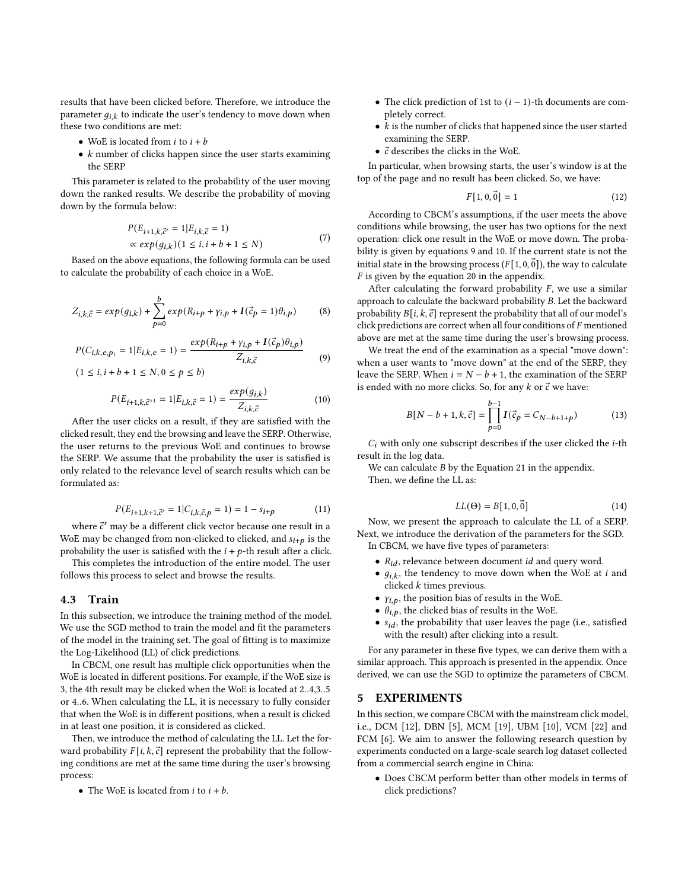results that have been clicked before. Therefore, we introduce the parameter $g_{i,k}$ to indicate the user's tendency to move down when these two conditions are met:

- WoE is located from $i$ to $i + b$
- $k$ number of clicks happen since the user starts examining the SERP

This parameter is related to the probability of the user moving down the ranked results. We describe the probability of moving down by the formula below:

$$
\begin{aligned}
&P(E_{i+1,k,\vec{c}'} = 1 | E_{i,k,\vec{c}} = 1) \\
&\propto exp(g_{i,k})(1 \leq i, i + b + 1 \leq N)
\end{aligned} \tag{7}
$$

Based on the above equations, the following formula can be used to calculate the probability of each choice in a WoE.

$$
Z_{i,k,\vec{c}} = exp(g_{i,k}) + \sum_{p=0}^{b} exp(R_{i+p} + \gamma_{i,p} + \boldsymbol{I}(\vec{c}_p = 1)\theta_{i,p}) \tag{8}
$$

$$
\begin{aligned}
&P(C_{i,k,\boldsymbol{c},p_1} = 1 | E_{i,k,\boldsymbol{c}} = 1) = \frac{exp(R_{i+p} + \gamma_{i,p} + \boldsymbol{I}(\vec{c}_p)\theta_{i,p})}{Z_{i,k,\vec{c}}} \\
&(1 \leq i, i + b + 1 \leq N, 0 \leq p \leq b)
\end{aligned} \tag{9}
$$

$$
P(E_{i+1,k,\vec{c}^{+1}} = 1 | E_{i,k,\vec{c}} = 1) = \frac{exp(g_{i,k})}{Z_{i,k,\vec{c}}} \tag{10}
$$

After the user clicks on a result, if they are satisfied with the clicked result, they end the browsing and leave the SERP. Otherwise, the user returns to the previous WoE and continues to browse the SERP. We assume that the probability the user is satisfied is only related to the relevance level of search results which can be formulated as:

$$
P(E_{i+1,k+1,\vec{c}'} = 1 | C_{i,k,\vec{c},p} = 1) = 1 - s_{i+p} \tag{11}
$$

where $\vec{c}'$ may be a different click vector because one result in a WoE may be changed from non-clicked to clicked, and $s_{i+p}$ is the probability the user is satisfied with the $i + p$-th result after a click.

This completes the introduction of the entire model. The user follows this process to select and browse the results.

### 4.3 Train

In this subsection, we introduce the training method of the model. We use the SGD method to train the model and fit the parameters of the model in the training set. The goal of fitting is to maximize the Log-Likelihood (LL) of click predictions.

In CBCM, one result has multiple click opportunities when the WoE is located in different positions. For example, if the WoE size is 3, the 4th result may be clicked when the WoE is located at 2..4,3..5 or 4..6. When calculating the LL, it is necessary to fully consider that when the WoE is in different positions, when a result is clicked in at least one position, it is considered as clicked.

Then, we introduce the method of calculating the LL. Let the forward probability $F[i, k, \vec{c}]$ represent the probability that the following conditions are met at the same time during the user's browsing process:

- The WoE is located from $i$ to $i + b$.
- The click prediction of 1st to $(i - 1)$-th documents are completely correct.
- $k$ is the number of clicks that happened since the user started examining the SERP.
- $\vec{c}$ describes the clicks in the WoE.

In particular, when browsing starts, the user's window is at the top of the page and no result has been clicked. So, we have:

$$
F[1, 0, \vec{0}] = 1 \tag{12}
$$

According to CBCM's assumptions, if the user meets the above conditions while browsing, the user has two options for the next operation: click one result in the WoE or move down. The probability is given by equations 9 and 10. If the current state is not the initial state in the browsing process ($F[1, 0, \vec{0}]$), the way to calculate $F$ is given by the equation 20 in the appendix.

After calculating the forward probability $F$, we use a similar approach to calculate the backward probability $B$. Let the backward probability $B[i, k, \vec{c}]$ represent the probability that all of our model's click predictions are correct when all four conditions of $F$ mentioned above are met at the same time during the user's browsing process.

We treat the end of the examination as a special "move down": when a user wants to "move down" at the end of the SERP, they leave the SERP. When $i = N - b + 1$, the examination of the SERP is ended with no more clicks. So, for any $k$ or $\vec{c}$ we have:

$$
B[N - b + 1, k, \vec{c}] = \prod_{p=0}^{b-1} \boldsymbol{I}(\vec{c}_p = C_{N-b+1+p}) \tag{13}
$$

$C_i$ with only one subscript describes if the user clicked the $i$-th result in the log data.

We can calculate $B$ by the Equation 21 in the appendix.

Then, we define the LL as:

$$
LL(\Theta) = B[1, 0, \vec{0}] \tag{14}
$$

Now, we present the approach to calculate the LL of a SERP. Next, we introduce the derivation of the parameters for the SGD.

In CBCM, we have five types of parameters:

- $R_{id}$, relevance between document $id$ and query word.
- $g_{i,k}$, the tendency to move down when the WoE at $i$ and clicked $k$ times previous.
- $\gamma_{i,p}$, the position bias of results in the WoE.
- $\theta_{i,p}$, the clicked bias of results in the WoE.
- $s_{id}$, the probability that user leaves the page (i.e., satisfied with the result) after clicking into a result.

For any parameter in these five types, we can derive them with a similar approach. This approach is presented in the appendix. Once derived, we can use the SGD to optimize the parameters of CBCM.

## 5 EXPERIMENTS

In this section, we compare CBCM with the mainstream click model, i.e., DCM [12], DBN [5], MCM [19], UBM [10], VCM [22] and FCM [6]. We aim to answer the following research question by experiments conducted on a large-scale search log dataset collected from a commercial search engine in China:

- Does CBCM perform better than other models in terms of click predictions?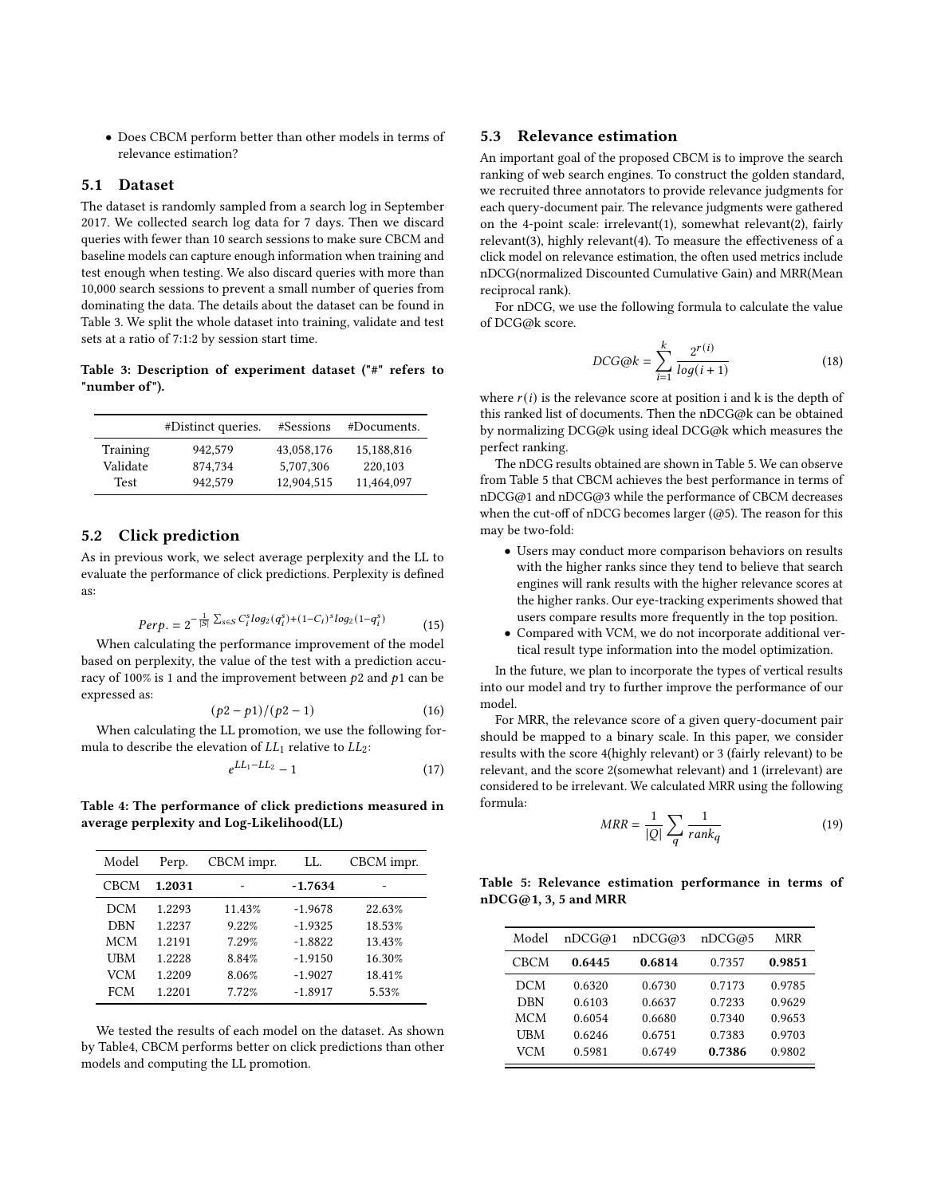- Does CBCM perform better than other models in terms of relevance estimation?

## 5.1 Dataset

The dataset is randomly sampled from a search log in September 2017. We collected search log data for 7 days. Then we discard queries with fewer than 10 search sessions to make sure CBCM and baseline models can capture enough information when training and test enough when testing. We also discard queries with more than 10,000 search sessions to prevent a small number of queries from dominating the data. The details about the dataset can be found in Table 3. We split the whole dataset into training, validate and test sets at a ratio of 7:1:2 by session start time.

**Table 3: Description of experiment dataset ("#" refers to "number of").**

| | #Distinct queries. | #Sessions | #Documents. |
|---|---|---|---|
| Training | 942,579 | 43,058,176 | 15,188,816 |
| Validate | 874,734 | 5,707,306 | 220,103 |
| Test | 942,579 | 12,904,515 | 11,464,097 |

## 5.2 Click prediction

As in previous work, we select average perplexity and the LL to evaluate the performance of click predictions. Perplexity is defined as:

$$Perp. = 2^{-\frac{1}{|S|}\sum_{s\in S} C_i^s log_2(q_i^s)+(1-C_i)^s log_2(1-q_i^s)} \tag{15}$$

When calculating the performance improvement of the model based on perplexity, the value of the test with a prediction accuracy of 100% is 1 and the improvement between $p2$ and $p1$ can be expressed as:

$$(p2-p1)/(p2-1) \tag{16}$$

When calculating the LL promotion, we use the following formula to describe the elevation of $LL_1$ relative to $LL_2$:

$$e^{LL_1-LL_2}-1 \tag{17}$$

**Table 4: The performance of click predictions measured in average perplexity and Log-Likelihood(LL)**

| Model | Perp. | CBCM impr. | LL. | CBCM impr. |
|---|---|---|---|---|
| CBCM | **1.2031** | - | **-1.7634** | - |
| DCM | 1.2293 | 11.43% | -1.9678 | 22.63% |
| DBN | 1.2237 | 9.22% | -1.9325 | 18.53% |
| MCM | 1.2191 | 7.29% | -1.8822 | 13.43% |
| UBM | 1.2228 | 8.84% | -1.9150 | 16.30% |
| VCM | 1.2209 | 8.06% | -1.9027 | 18.41% |
| FCM | 1.2201 | 7.72% | -1.8917 | 5.53% |

We tested the results of each model on the dataset. As shown by Table4, CBCM performs better on click predictions than other models and computing the LL promotion.

## 5.3 Relevance estimation

An important goal of the proposed CBCM is to improve the search ranking of web search engines. To construct the golden standard, we recruited three annotators to provide relevance judgments for each query-document pair. The relevance judgments were gathered on the 4-point scale: irrelevant(1), somewhat relevant(2), fairly relevant(3), highly relevant(4). To measure the effectiveness of a click model on relevance estimation, the often used metrics include nDCG(normalized Discounted Cumulative Gain) and MRR(Mean reciprocal rank).

For nDCG, we use the following formula to calculate the value of DCG@k score.

$$DCG@k = \sum_{i=1}^{k} \frac{2^{r(i)}}{log(i+1)} \tag{18}$$

where $r(i)$ is the relevance score at position i and k is the depth of this ranked list of documents. Then the nDCG@k can be obtained by normalizing DCG@k using ideal DCG@k which measures the perfect ranking.

The nDCG results obtained are shown in Table 5. We can observe from Table 5 that CBCM achieves the best performance in terms of nDCG@1 and nDCG@3 while the performance of CBCM decreases when the cut-off of nDCG becomes larger (@5). The reason for this may be two-fold:

- Users may conduct more comparison behaviors on results with the higher ranks since they tend to believe that search engines will rank results with the higher relevance scores at the higher ranks. Our eye-tracking experiments showed that users compare results more frequently in the top position.
- Compared with VCM, we do not incorporate additional vertical result type information into the model optimization.

In the future, we plan to incorporate the types of vertical results into our model and try to further improve the performance of our model.

For MRR, the relevance score of a given query-document pair should be mapped to a binary scale. In this paper, we consider results with the score 4(highly relevant) or 3 (fairly relevant) to be relevant, and the score 2(somewhat relevant) and 1 (irrelevant) are considered to be irrelevant. We calculated MRR using the following formula:

$$MRR = \frac{1}{|Q|}\sum_{q}\frac{1}{rank_q} \tag{19}$$

**Table 5: Relevance estimation performance in terms of nDCG@1, 3, 5 and MRR**

| Model | nDCG@1 | nDCG@3 | nDCG@5 | MRR |
|---|---|---|---|---|
| CBCM | **0.6445** | **0.6814** | 0.7357 | **0.9851** |
| DCM | 0.6320 | 0.6730 | 0.7173 | 0.9785 |
| DBN | 0.6103 | 0.6637 | 0.7233 | 0.9629 |
| MCM | 0.6054 | 0.6680 | 0.7340 | 0.9653 |
| UBM | 0.6246 | 0.6751 | 0.7383 | 0.9703 |
| VCM | 0.5981 | 0.6749 | **0.7386** | 0.9802 |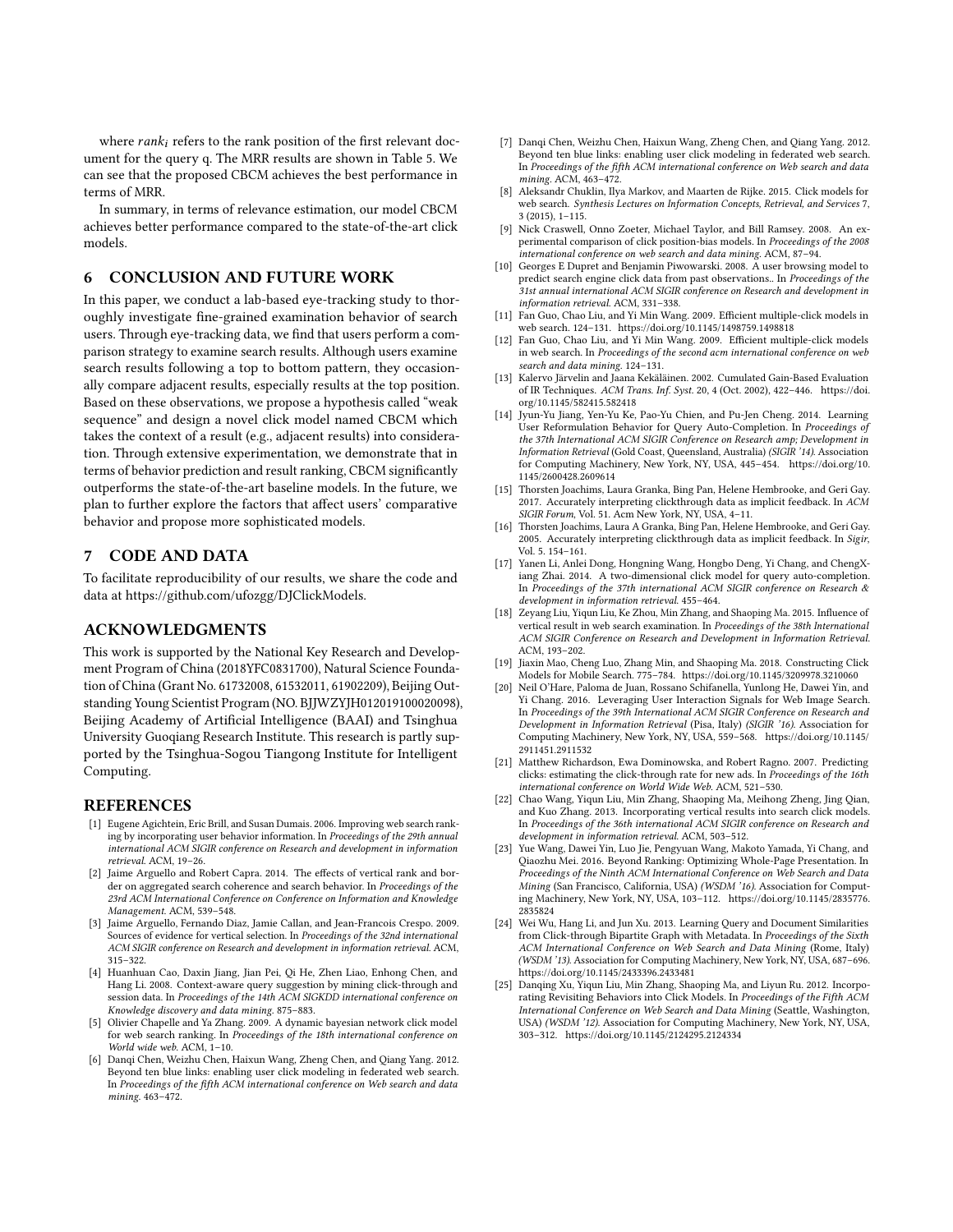where $rank_i$ refers to the rank position of the first relevant document for the query q. The MRR results are shown in Table 5. We can see that the proposed CBCM achieves the best performance in terms of MRR.

In summary, in terms of relevance estimation, our model CBCM achieves better performance compared to the state-of-the-art click models.

## 6 CONCLUSION AND FUTURE WORK

In this paper, we conduct a lab-based eye-tracking study to thoroughly investigate fine-grained examination behavior of search users. Through eye-tracking data, we find that users perform a comparison strategy to examine search results. Although users examine search results following a top to bottom pattern, they occasionally compare adjacent results, especially results at the top position. Based on these observations, we propose a hypothesis called "weak sequence" and design a novel click model named CBCM which takes the context of a result (e.g., adjacent results) into consideration. Through extensive experimentation, we demonstrate that in terms of behavior prediction and result ranking, CBCM significantly outperforms the state-of-the-art baseline models. In the future, we plan to further explore the factors that affect users' comparative behavior and propose more sophisticated models.

## 7 CODE AND DATA

To facilitate reproducibility of our results, we share the code and data at https://github.com/ufozgg/DJClickModels.

## ACKNOWLEDGMENTS

This work is supported by the National Key Research and Development Program of China (2018YFC0831700), Natural Science Foundation of China (Grant No. 61732008, 61532011, 61902209), Beijing Outstanding Young Scientist Program (NO. BJJWZYJH012019100020098), Beijing Academy of Artificial Intelligence (BAAI) and Tsinghua University Guoqiang Research Institute. This research is partly supported by the Tsinghua-Sogou Tiangong Institute for Intelligent Computing.

## REFERENCES

[1] Eugene Agichtein, Eric Brill, and Susan Dumais. 2006. Improving web search ranking by incorporating user behavior information. In *Proceedings of the 29th annual international ACM SIGIR conference on Research and development in information retrieval*. ACM, 19–26.

[2] Jaime Arguello and Robert Capra. 2014. The effects of vertical rank and border on aggregated search coherence and search behavior. In *Proceedings of the 23rd ACM International Conference on Conference on Information and Knowledge Management*. ACM, 539–548.

[3] Jaime Arguello, Fernando Diaz, Jamie Callan, and Jean-Francois Crespo. 2009. Sources of evidence for vertical selection. In *Proceedings of the 32nd international ACM SIGIR conference on Research and development in information retrieval*. ACM, 315–322.

[4] Huanhuan Cao, Daxin Jiang, Jian Pei, Qi He, Zhen Liao, Enhong Chen, and Hang Li. 2008. Context-aware query suggestion by mining click-through and session data. In *Proceedings of the 14th ACM SIGKDD international conference on Knowledge discovery and data mining*. 875–883.

[5] Olivier Chapelle and Ya Zhang. 2009. A dynamic bayesian network click model for web search ranking. In *Proceedings of the 18th international conference on World wide web*. ACM, 1–10.

[6] Danqi Chen, Weizhu Chen, Haixun Wang, Zheng Chen, and Qiang Yang. 2012. Beyond ten blue links: enabling user click modeling in federated web search. In *Proceedings of the fifth ACM international conference on Web search and data mining*. 463–472.

[7] Danqi Chen, Weizhu Chen, Haixun Wang, Zheng Chen, and Qiang Yang. 2012. Beyond ten blue links: enabling user click modeling in federated web search. In *Proceedings of the fifth ACM international conference on Web search and data mining*. ACM, 463–472.

[8] Aleksandr Chuklin, Ilya Markov, and Maarten de Rijke. 2015. Click models for web search. *Synthesis Lectures on Information Concepts, Retrieval, and Services* 7, 3 (2015), 1–115.

[9] Nick Craswell, Onno Zoeter, Michael Taylor, and Bill Ramsey. 2008. An experimental comparison of click position-bias models. In *Proceedings of the 2008 international conference on web search and data mining*. ACM, 87–94.

[10] Georges E Dupret and Benjamin Piwowarski. 2008. A user browsing model to predict search engine click data from past observations.. In *Proceedings of the 31st annual international ACM SIGIR conference on Research and development in information retrieval*. ACM, 331–338.

[11] Fan Guo, Chao Liu, and Yi Min Wang. 2009. Efficient multiple-click models in web search. 124–131. https://doi.org/10.1145/1498759.1498818

[12] Fan Guo, Chao Liu, and Yi Min Wang. 2009. Efficient multiple-click models in web search. In *Proceedings of the second acm international conference on web search and data mining*. 124–131.

[13] Kalervo Järvelin and Jaana Kekäläinen. 2002. Cumulated Gain-Based Evaluation of IR Techniques. *ACM Trans. Inf. Syst.* 20, 4 (Oct. 2002), 422–446. https://doi.org/10.1145/582415.582418

[14] Jyun-Yu Jiang, Yen-Yu Ke, Pao-Yu Chien, and Pu-Jen Cheng. 2014. Learning User Reformulation Behavior for Query Auto-Completion. In *Proceedings of the 37th International ACM SIGIR Conference on Research amp; Development in Information Retrieval* (Gold Coast, Queensland, Australia) *(SIGIR '14)*. Association for Computing Machinery, New York, NY, USA, 445–454. https://doi.org/10.1145/2600428.2609614

[15] Thorsten Joachims, Laura Granka, Bing Pan, Helene Hembrooke, and Geri Gay. 2017. Accurately interpreting clickthrough data as implicit feedback. In *ACM SIGIR Forum*, Vol. 51. Acm New York, NY, USA, 4–11.

[16] Thorsten Joachims, Laura A Granka, Bing Pan, Helene Hembrooke, and Geri Gay. 2005. Accurately interpreting clickthrough data as implicit feedback. In *Sigir*, Vol. 5. 154–161.

[17] Yanen Li, Anlei Dong, Hongning Wang, Hongbo Deng, Yi Chang, and ChengXiang Zhai. 2014. A two-dimensional click model for query auto-completion. In *Proceedings of the 37th international ACM SIGIR conference on Research & development in information retrieval*. 455–464.

[18] Zeyang Liu, Yiqun Liu, Ke Zhou, Min Zhang, and Shaoping Ma. 2015. Influence of vertical result in web search examination. In *Proceedings of the 38th International ACM SIGIR Conference on Research and Development in Information Retrieval*. ACM, 193–202.

[19] Jiaxin Mao, Cheng Luo, Zhang Min, and Shaoping Ma. 2018. Constructing Click Models for Mobile Search. 775–784. https://doi.org/10.1145/3209978.3210060

[20] Neil O'Hare, Paloma de Juan, Rossano Schifanella, Yunlong He, Dawei Yin, and Yi Chang. 2016. Leveraging User Interaction Signals for Web Image Search. In *Proceedings of the 39th International ACM SIGIR Conference on Research and Development in Information Retrieval* (Pisa, Italy) *(SIGIR '16)*. Association for Computing Machinery, New York, NY, USA, 559–568. https://doi.org/10.1145/2911451.2911532

[21] Matthew Richardson, Ewa Dominowska, and Robert Ragno. 2007. Predicting clicks: estimating the click-through rate for new ads. In *Proceedings of the 16th international conference on World Wide Web*. ACM, 521–530.

[22] Chao Wang, Yiqun Liu, Min Zhang, Shaoping Ma, Meihong Zheng, Jing Qian, and Kuo Zhang. 2013. Incorporating vertical results into search click models. In *Proceedings of the 36th international ACM SIGIR conference on Research and development in information retrieval*. ACM, 503–512.

[23] Yue Wang, Dawei Yin, Luo Jie, Pengyuan Wang, Makoto Yamada, Yi Chang, and Qiaozhu Mei. 2016. Beyond Ranking: Optimizing Whole-Page Presentation. In *Proceedings of the Ninth ACM International Conference on Web Search and Data Mining* (San Francisco, California, USA) *(WSDM '16)*. Association for Computing Machinery, New York, NY, USA, 103–112. https://doi.org/10.1145/2835776.2835824

[24] Wei Wu, Hang Li, and Jun Xu. 2013. Learning Query and Document Similarities from Click-through Bipartite Graph with Metadata. In *Proceedings of the Sixth ACM International Conference on Web Search and Data Mining* (Rome, Italy) *(WSDM '13)*. Association for Computing Machinery, New York, NY, USA, 687–696. https://doi.org/10.1145/2433396.2433481

[25] Danqing Xu, Yiqun Liu, Min Zhang, Shaoping Ma, and Liyun Ru. 2012. Incorporating Revisiting Behaviors into Click Models. In *Proceedings of the Fifth ACM International Conference on Web Search and Data Mining* (Seattle, Washington, USA) *(WSDM '12)*. Association for Computing Machinery, New York, NY, USA, 303–312. https://doi.org/10.1145/2124295.2124334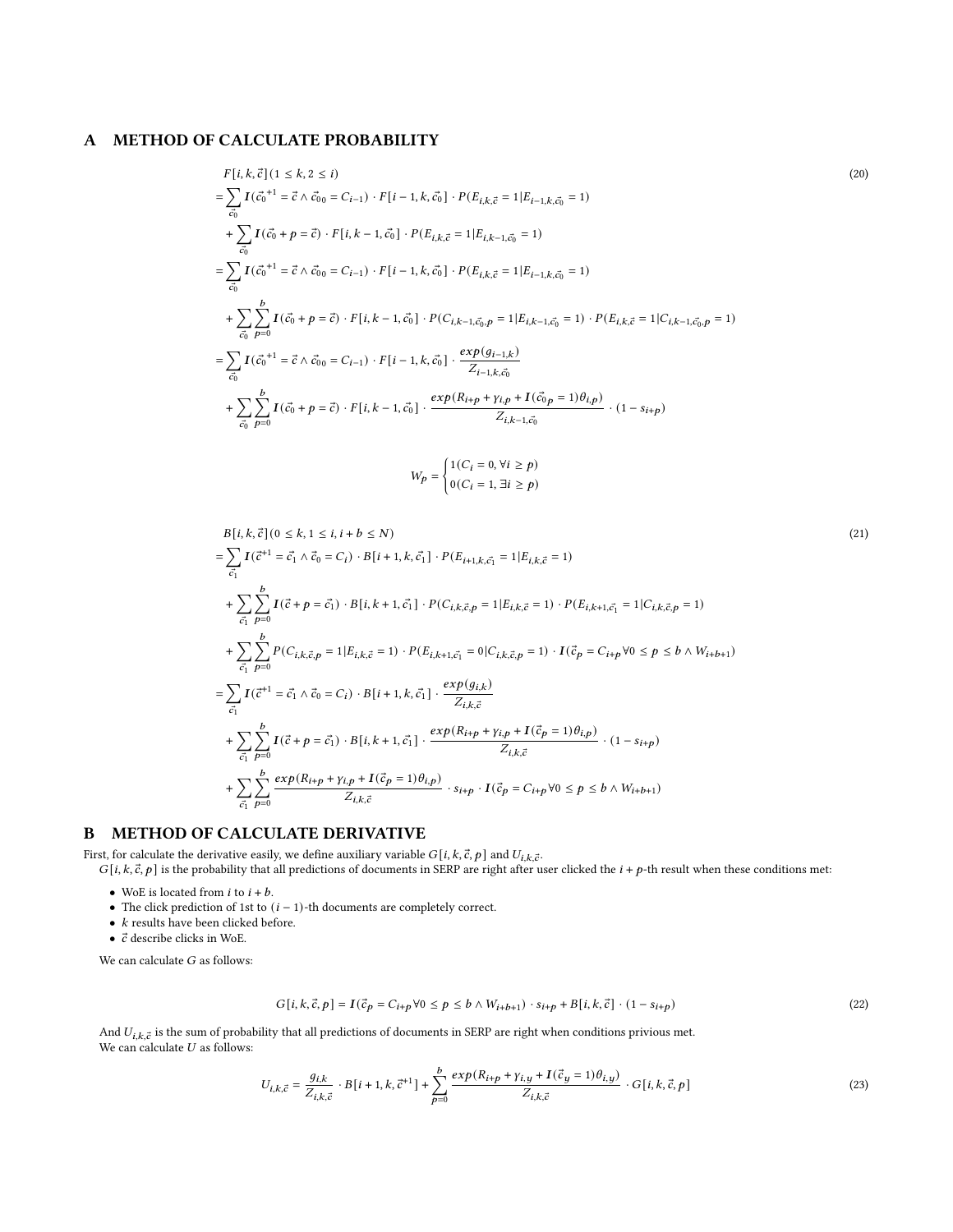## A METHOD OF CALCULATE PROBABILITY

$$
\begin{aligned}
& F[i,k,\vec{c}](1 \le k, 2 \le i) \\
&= \sum_{\vec{c_0}} \boldsymbol{I}(\vec{c_0}^{+1} = \vec{c} \wedge \vec{c_0}_0 = C_{i-1}) \cdot F[i-1,k,\vec{c_0}] \cdot P(E_{i,k,\vec{c}} = 1 | E_{i-1,k,\vec{c_0}} = 1) \\
&\quad + \sum_{\vec{c_0}} \boldsymbol{I}(\vec{c_0} + p = \vec{c}) \cdot F[i,k-1,\vec{c_0}] \cdot P(E_{i,k,\vec{c}} = 1 | E_{i,k-1,\vec{c_0}} = 1) \\
&= \sum_{\vec{c_0}} \boldsymbol{I}(\vec{c_0}^{+1} = \vec{c} \wedge \vec{c_0}_0 = C_{i-1}) \cdot F[i-1,k,\vec{c_0}] \cdot P(E_{i,k,\vec{c}} = 1 | E_{i-1,k,\vec{c_0}} = 1) \\
&\quad + \sum_{\vec{c_0}} \sum_{p=0}^{b} \boldsymbol{I}(\vec{c_0} + p = \vec{c}) \cdot F[i,k-1,\vec{c_0}] \cdot P(C_{i,k-1,\vec{c_0},p} = 1 | E_{i,k-1,\vec{c_0}} = 1) \cdot P(E_{i,k,\vec{c}} = 1 | C_{i,k-1,\vec{c_0},p} = 1) \\
&= \sum_{\vec{c_0}} \boldsymbol{I}(\vec{c_0}^{+1} = \vec{c} \wedge \vec{c_0}_0 = C_{i-1}) \cdot F[i-1,k,\vec{c_0}] \cdot \frac{exp(g_{i-1,k})}{Z_{i-1,k,\vec{c_0}}} \\
&\quad + \sum_{\vec{c_0}} \sum_{p=0}^{b} \boldsymbol{I}(\vec{c_0} + p = \vec{c}) \cdot F[i,k-1,\vec{c_0}] \cdot \frac{exp(R_{i+p} + \gamma_{i,p} + \boldsymbol{I}(\vec{c_0}_p = 1)\theta_{i,p})}{Z_{i,k-1,\vec{c_0}}} \cdot (1 - s_{i+p})
\end{aligned}
\tag{20}
$$

$$
W_p = \begin{cases} 1(C_i = 0, \forall i \ge p) \\ 0(C_i = 1, \exists i \ge p) \end{cases}
$$

$$
\begin{aligned}
& B[i,k,\vec{c}](0 \le k, 1 \le i, i+b \le N) \\
&= \sum_{\vec{c_1}} \boldsymbol{I}(\vec{c}^{+1} = \vec{c_1} \wedge \vec{c}_0 = C_i) \cdot B[i+1,k,\vec{c_1}] \cdot P(E_{i+1,k,\vec{c_1}} = 1 | E_{i,k,\vec{c}} = 1) \\
&\quad + \sum_{\vec{c_1}} \sum_{p=0}^{b} \boldsymbol{I}(\vec{c} + p = \vec{c_1}) \cdot B[i,k+1,\vec{c_1}] \cdot P(C_{i,k,\vec{c},p} = 1 | E_{i,k,\vec{c}} = 1) \cdot P(E_{i,k+1,\vec{c_1}} = 1 | C_{i,k,\vec{c},p} = 1) \\
&\quad + \sum_{\vec{c_1}} \sum_{p=0}^{b} P(C_{i,k,\vec{c},p} = 1 | E_{i,k,\vec{c}} = 1) \cdot P(E_{i,k+1,\vec{c_1}} = 0 | C_{i,k,\vec{c},p} = 1) \cdot \boldsymbol{I}(\vec{c}_p = C_{i+p} \forall 0 \le p \le b \wedge W_{i+b+1}) \\
&= \sum_{\vec{c_1}} \boldsymbol{I}(\vec{c}^{+1} = \vec{c_1} \wedge \vec{c}_0 = C_i) \cdot B[i+1,k,\vec{c_1}] \cdot \frac{exp(g_{i,k})}{Z_{i,k,\vec{c}}} \\
&\quad + \sum_{\vec{c_1}} \sum_{p=0}^{b} \boldsymbol{I}(\vec{c} + p = \vec{c_1}) \cdot B[i,k+1,\vec{c_1}] \cdot \frac{exp(R_{i+p} + \gamma_{i,p} + \boldsymbol{I}(\vec{c}_p = 1)\theta_{i,p})}{Z_{i,k,\vec{c}}} \cdot (1 - s_{i+p}) \\
&\quad + \sum_{\vec{c_1}} \sum_{p=0}^{b} \frac{exp(R_{i+p} + \gamma_{i,p} + \boldsymbol{I}(\vec{c}_p = 1)\theta_{i,p})}{Z_{i,k,\vec{c}}} \cdot s_{i+p} \cdot \boldsymbol{I}(\vec{c}_p = C_{i+p} \forall 0 \le p \le b \wedge W_{i+b+1})
\end{aligned}
\tag{21}
$$

## B METHOD OF CALCULATE DERIVATIVE

First, for calculate the derivative easily, we define auxiliary variable $G[i,k,\vec{c},p]$ and $U_{i,k,\vec{c}}$.

$G[i,k,\vec{c},p]$ is the probability that all predictions of documents in SERP are right after user clicked the $i+p$-th result when these conditions met:

- WoE is located from $i$ to $i+b$.
- The click prediction of 1st to $(i-1)$-th documents are completely correct.
- $k$ results have been clicked before.
- $\vec{c}$ describe clicks in WoE.

We can calculate $G$ as follows:

$$
G[i,k,\vec{c},p] = \boldsymbol{I}(\vec{c}_p = C_{i+p} \forall 0 \le p \le b \wedge W_{i+b+1}) \cdot s_{i+p} + B[i,k,\vec{c}] \cdot (1 - s_{i+p})
\tag{22}
$$

And $U_{i,k,\vec{c}}$ is the sum of probability that all predictions of documents in SERP are right when conditions privious met.

We can calculate $U$ as follows:

$$
U_{i,k,\vec{c}} = \frac{g_{i,k}}{Z_{i,k,\vec{c}}} \cdot B[i+1,k,\vec{c}^{+1}] + \sum_{p=0}^{b} \frac{exp(R_{i+p} + \gamma_{i,y} + \boldsymbol{I}(\vec{c}_y = 1)\theta_{i,y})}{Z_{i,k,\vec{c}}} \cdot G[i,k,\vec{c},p]
\tag{23}
$$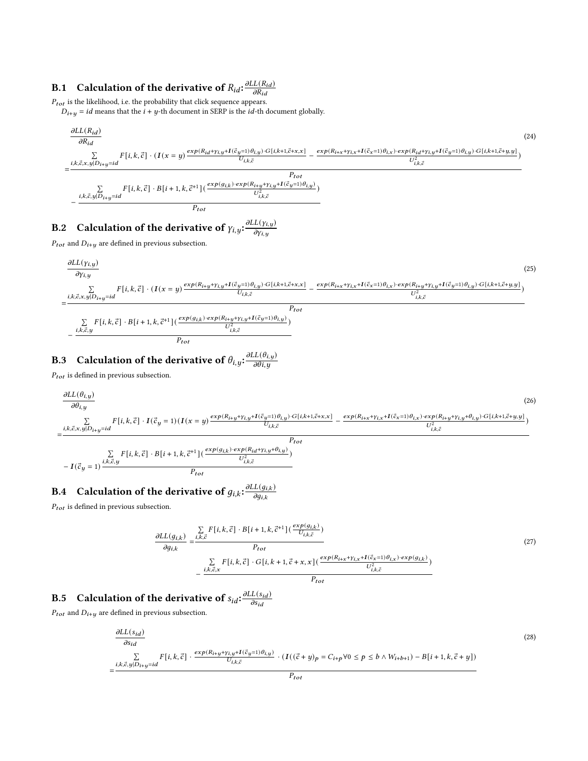### B.1 Calculation of the derivative of $R_{id}$: $\frac{\partial LL(R_{id})}{\partial R_{id}}$

$P_{tot}$ is the likelihood, i.e. the probability that click sequence appears.

$D_{i+y} = id$ means that the $i+y$-th document in SERP is the $id$-th document globally.

$$
\begin{aligned}
&\frac{\partial LL(R_{id})}{\partial R_{id}} \\
&= \frac{\sum\limits_{i,k,\vec{c},x,y|D_{i+y}=id} F[i,k,\vec{c}] \cdot \left(\boldsymbol{I}(x=y)\frac{exp(R_{id}+\gamma_{i,y}+\boldsymbol{I}(\vec{c}_y=1)\theta_{i,y})\cdot G[i,k+1,\vec{c}+x,x]}{U_{i,k,\vec{c}}} - \frac{exp(R_{i+x}+\gamma_{i,x}+\boldsymbol{I}(\vec{c}_x=1)\theta_{i,x})\cdot exp(R_{id}+\gamma_{i,y}+\boldsymbol{I}(\vec{c}_y=1)\theta_{i,y})\cdot G[i,k+1,\vec{c}+y,y]}{U^2_{i,k,\vec{c}}}\right)}{P_{tot}} \\
&- \frac{\sum\limits_{i,k,\vec{c},y|D_{i+y}=id} F[i,k,\vec{c}] \cdot B[i+1,k,\vec{c}^{+1}]\left(\frac{exp(g_{i,k})\cdot exp(R_{i+y}+\gamma_{i,y}+\boldsymbol{I}(\vec{c}_y=1)\theta_{i,y})}{U^2_{i,k,\vec{c}}}\right)}{P_{tot}}
\end{aligned}
\tag{24}
$$

### B.2 Calculation of the derivative of $\gamma_{i,y}$: $\frac{\partial LL(\gamma_{i,y})}{\partial \gamma_{i,y}}$

$P_{tot}$ and $D_{i+y}$ are defined in previous subsection.

$$
\begin{aligned}
&\frac{\partial LL(\gamma_{i,y})}{\partial \gamma_{i,y}} \\
&= \frac{\sum\limits_{i,k,\vec{c},x,y|D_{i+y}=id} F[i,k,\vec{c}] \cdot \left(\boldsymbol{I}(x=y)\frac{exp(R_{i+y}+\gamma_{i,y}+\boldsymbol{I}(\vec{c}_y=1)\theta_{i,y})\cdot G[i,k+1,\vec{c}+x,x]}{U_{i,k,\vec{c}}} - \frac{exp(R_{i+x}+\gamma_{i,x}+\boldsymbol{I}(\vec{c}_x=1)\theta_{i,x})\cdot exp(R_{i+y}+\gamma_{i,y}+\boldsymbol{I}(\vec{c}_y=1)\theta_{i,y})\cdot G[i,k+1,\vec{c}+y,y]}{U^2_{i,k,\vec{c}}}\right)}{P_{tot}} \\
&- \frac{\sum\limits_{i,k,\vec{c},y} F[i,k,\vec{c}] \cdot B[i+1,k,\vec{c}^{+1}]\left(\frac{exp(g_{i,k})\cdot exp(R_{i+y}+\gamma_{i,y}+\boldsymbol{I}(\vec{c}_y=1)\theta_{i,y})}{U^2_{i,k,\vec{c}}}\right)}{P_{tot}}
\end{aligned}
\tag{25}
$$

### B.3 Calculation of the derivative of $\theta_{i,y}$: $\frac{\partial LL(\theta_{i,y})}{\partial \theta_{i,y}}$

$P_{tot}$ is defined in previous subsection.

$$
\begin{aligned}
&\frac{\partial LL(\theta_{i,y})}{\partial \theta_{i,y}} \\
&= \frac{\sum\limits_{i,k,\vec{c},x,y|D_{i+y}=id} F[i,k,\vec{c}] \cdot \boldsymbol{I}(\vec{c}_y=1)\left(\boldsymbol{I}(x=y)\frac{exp(R_{i+y}+\gamma_{i,y}+\boldsymbol{I}(\vec{c}_y=1)\theta_{i,y})\cdot G[i,k+1,\vec{c}+x,x]}{U_{i,k,\vec{c}}} - \frac{exp(R_{i+x}+\gamma_{i,x}+\boldsymbol{I}(\vec{c}_x=1)\theta_{i,x})\cdot exp(R_{i+y}+\gamma_{i,y}+\theta_{i,y})\cdot G[i,k+1,\vec{c}+y,y]}{U^2_{i,k,\vec{c}}}\right)}{P_{tot}} \\
&- \boldsymbol{I}(\vec{c}_y=1)\frac{\sum\limits_{i,k,\vec{c},y} F[i,k,\vec{c}] \cdot B[i+1,k,\vec{c}^{+1}]\left(\frac{exp(g_{i,k})\cdot exp(R_{id}+\gamma_{i,y}+\theta_{i,y})}{U^2_{i,k,\vec{c}}}\right)}{P_{tot}}
\end{aligned}
\tag{26}
$$

### B.4 Calculation of the derivative of $g_{i,k}$: $\frac{\partial LL(g_{i,k})}{\partial g_{i,k}}$

$P_{tot}$ is defined in previous subsection.

$$
\begin{aligned}
\frac{\partial LL(g_{i,k})}{\partial g_{i,k}} =& \frac{\sum\limits_{i,k,\vec{c}} F[i,k,\vec{c}] \cdot B[i+1,k,\vec{c}^{+1}]\left(\frac{exp(g_{i,k})}{U_{i,k,\vec{c}}}\right)}{P_{tot}} \\
&- \frac{\sum\limits_{i,k,\vec{c},x} F[i,k,\vec{c}] \cdot G[i,k+1,\vec{c}+x,x]\left(\frac{exp(R_{i+x}+\gamma_{i,x}+\boldsymbol{I}(\vec{c}_x=1)\theta_{i,x})\cdot exp(g_{i,k})}{U^2_{i,k,\vec{c}}}\right)}{P_{tot}}
\end{aligned}
\tag{27}
$$

### B.5 Calculation of the derivative of $s_{id}$: $\frac{\partial LL(s_{id})}{\partial s_{id}}$

$P_{tot}$ and $D_{i+y}$ are defined in previous subsection.

$$
\begin{aligned}
&\frac{\partial LL(s_{id})}{\partial s_{id}} \\
&= \frac{\sum\limits_{i,k,\vec{c},y|D_{i+y}=id} F[i,k,\vec{c}] \cdot \frac{exp(R_{i+y}+\gamma_{i,y}+\boldsymbol{I}(\vec{c}_y=1)\theta_{i,y})}{U_{i,k,\vec{c}}} \cdot \left(\boldsymbol{I}((\vec{c}+y)_p = C_{i+p}\forall 0 \leq p \leq b \wedge W_{i+b+1}) - B[i+1,k,\vec{c}+y]\right)}{P_{tot}}
\end{aligned}
\tag{28}
$$